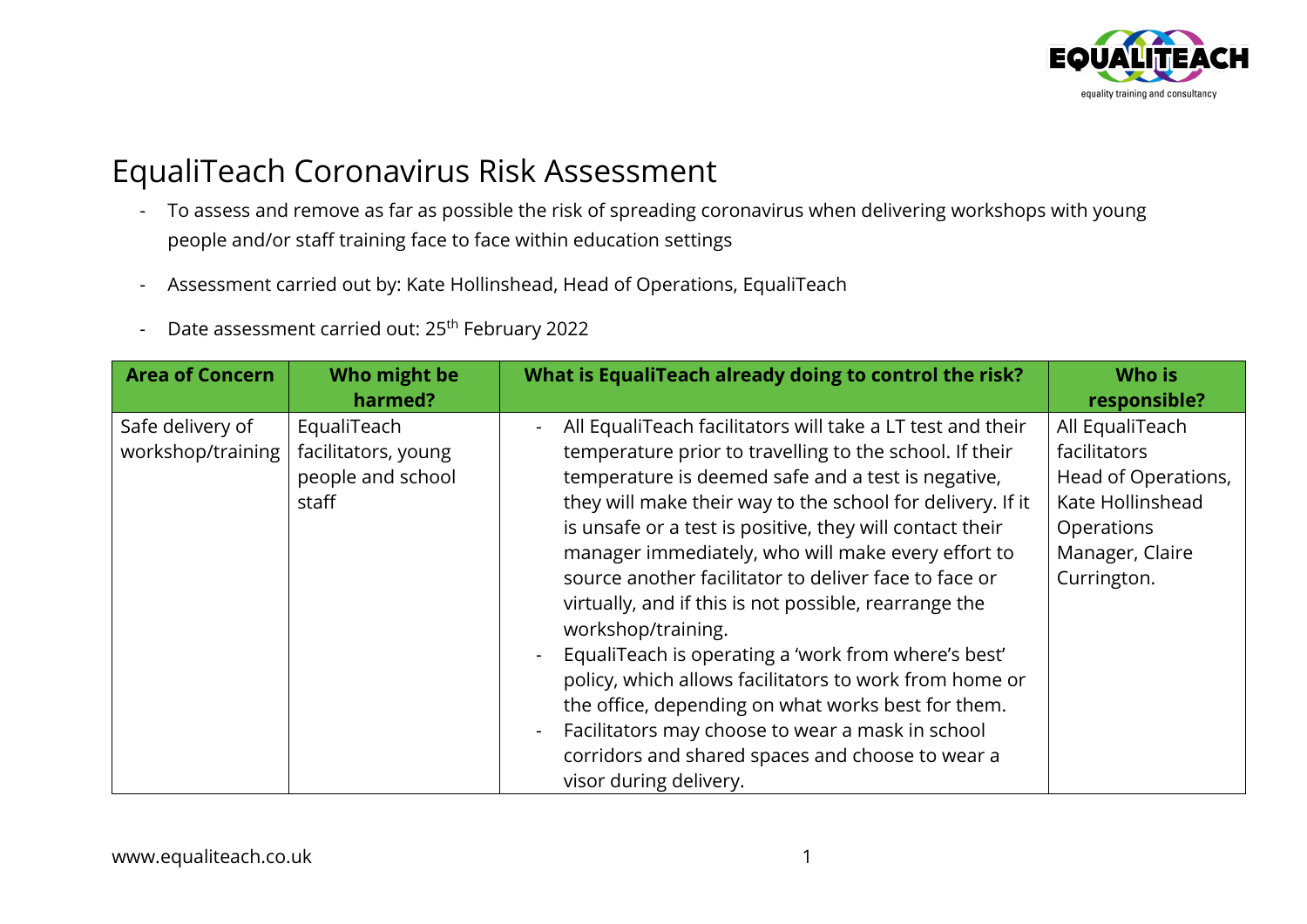# EqualiTeach Coronavirus Risk Assessment

- To assess and remove as far as possible the risk of spreading coronavirus when delivering workshops with young people and/or staff training face to face within education settings
- Assessment carried out by: Kate Hollinshead, Head of Operations, EqualiTeach
- Date assessment carried out: 25th February 2022

| Area of Concern | Who might be harmed? | What is EqualiTeach already doing to control the risk? | Who is responsible? |
|---|---|---|---|
| Safe delivery of workshop/training | EqualiTeach facilitators, young people and school staff | - All EqualiTeach facilitators will take a LT test and their temperature prior to travelling to the school. If their temperature is deemed safe and a test is negative, they will make their way to the school for delivery. If it is unsafe or a test is positive, they will contact their manager immediately, who will make every effort to source another facilitator to deliver face to face or virtually, and if this is not possible, rearrange the workshop/training.<br>- EqualiTeach is operating a 'work from where's best' policy, which allows facilitators to work from home or the office, depending on what works best for them.<br>- Facilitators may choose to wear a mask in school corridors and shared spaces and choose to wear a visor during delivery. | All EqualiTeach facilitators<br>Head of Operations, Kate Hollinshead<br>Operations Manager, Claire Currington. |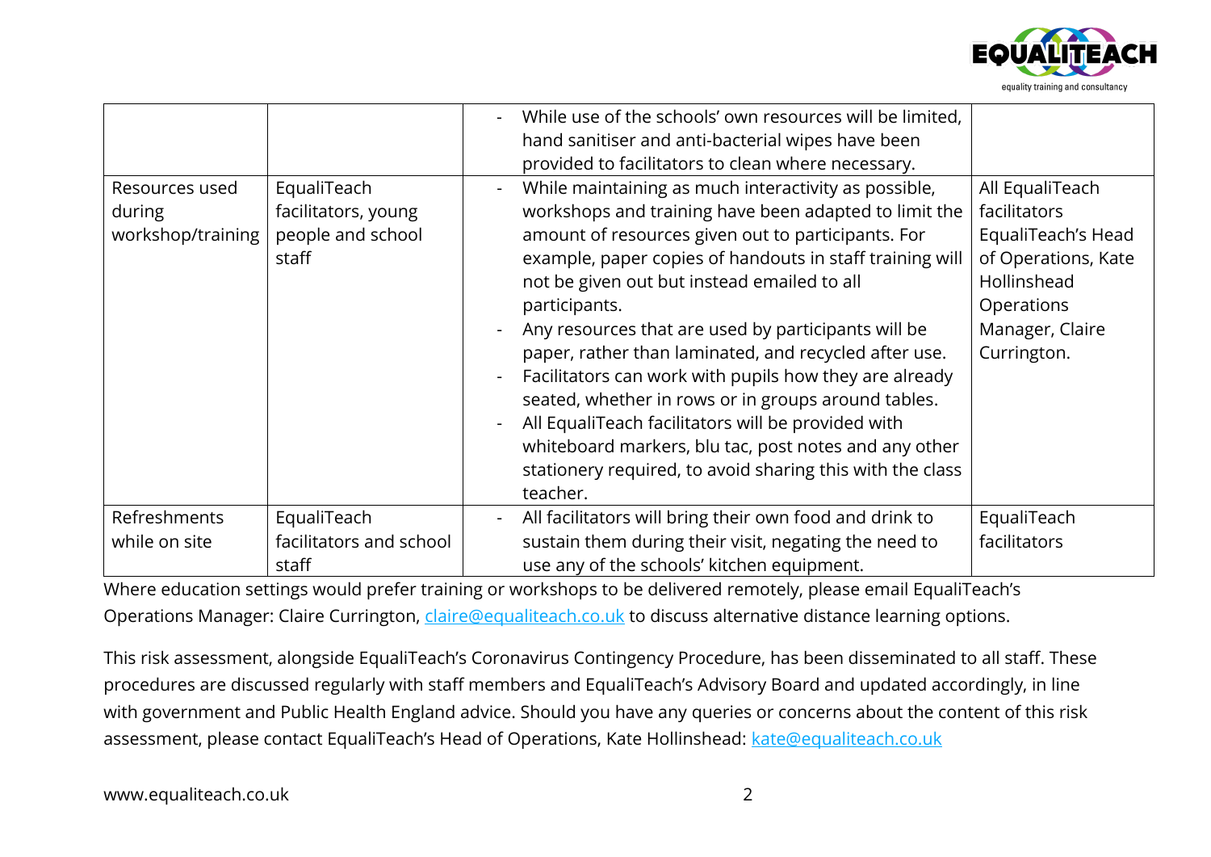| | | | |
|---|---|---|---|
| | | - While use of the schools' own resources will be limited, hand sanitiser and anti-bacterial wipes have been provided to facilitators to clean where necessary. | |
| Resources used during workshop/training | EqualiTeach facilitators, young people and school staff | - While maintaining as much interactivity as possible, workshops and training have been adapted to limit the amount of resources given out to participants. For example, paper copies of handouts in staff training will not be given out but instead emailed to all participants.<br>- Any resources that are used by participants will be paper, rather than laminated, and recycled after use.<br>- Facilitators can work with pupils how they are already seated, whether in rows or in groups around tables.<br>- All EqualiTeach facilitators will be provided with whiteboard markers, blu tac, post notes and any other stationery required, to avoid sharing this with the class teacher. | All EqualiTeach facilitators<br>EqualiTeach's Head of Operations, Kate Hollinshead<br>Operations Manager, Claire Currington. |
| Refreshments while on site | EqualiTeach facilitators and school staff | - All facilitators will bring their own food and drink to sustain them during their visit, negating the need to use any of the schools' kitchen equipment. | EqualiTeach facilitators |

Where education settings would prefer training or workshops to be delivered remotely, please email EqualiTeach's Operations Manager: Claire Currington, [claire@equaliteach.co.uk](mailto:claire@equaliteach.co.uk) to discuss alternative distance learning options.

This risk assessment, alongside EqualiTeach's Coronavirus Contingency Procedure, has been disseminated to all staff. These procedures are discussed regularly with staff members and EqualiTeach's Advisory Board and updated accordingly, in line with government and Public Health England advice. Should you have any queries or concerns about the content of this risk assessment, please contact EqualiTeach's Head of Operations, Kate Hollinshead: [kate@equaliteach.co.uk](mailto:kate@equaliteach.co.uk)